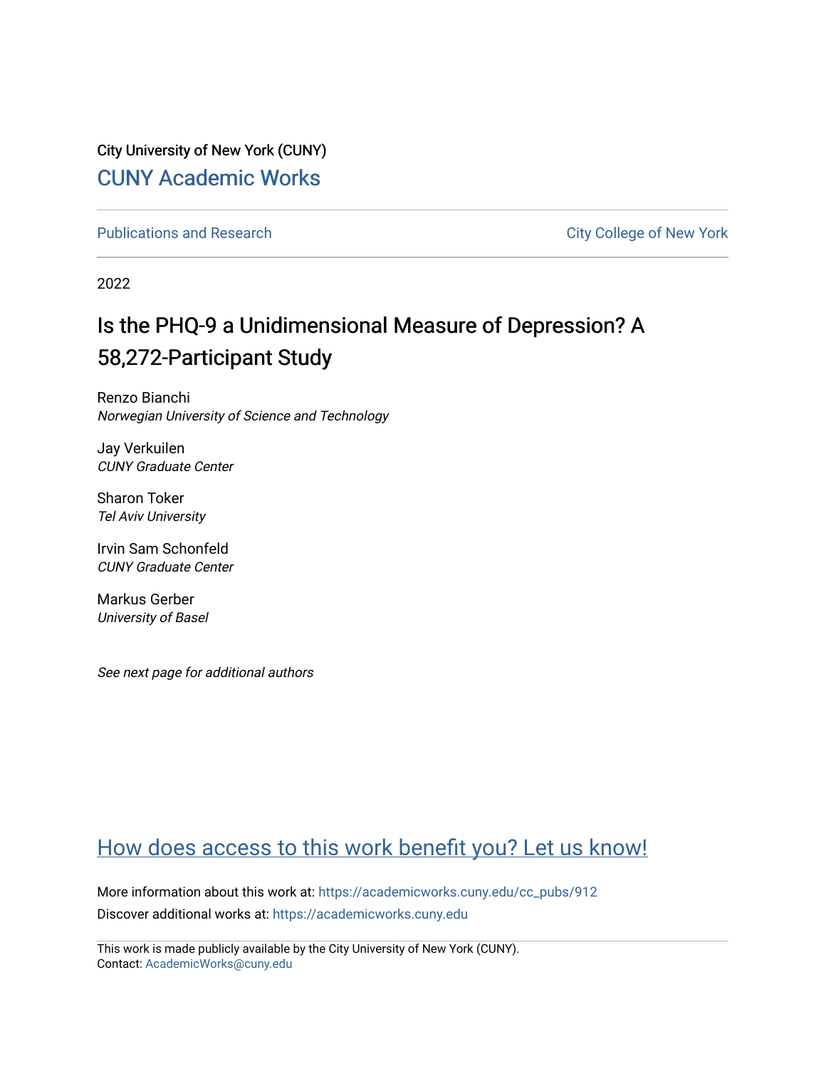City University of New York (CUNY)

# CUNY Academic Works

Publications and Research

City College of New York

2022

## Is the PHQ-9 a Unidimensional Measure of Depression? A 58,272-Participant Study

Renzo Bianchi
*Norwegian University of Science and Technology*

Jay Verkuilen
*CUNY Graduate Center*

Sharon Toker
*Tel Aviv University*

Irvin Sam Schonfeld
*CUNY Graduate Center*

Markus Gerber
*University of Basel*

*See next page for additional authors*

How does access to this work benefit you? Let us know!

More information about this work at: https://academicworks.cuny.edu/cc_pubs/912
Discover additional works at: https://academicworks.cuny.edu

This work is made publicly available by the City University of New York (CUNY).
Contact: AcademicWorks@cuny.edu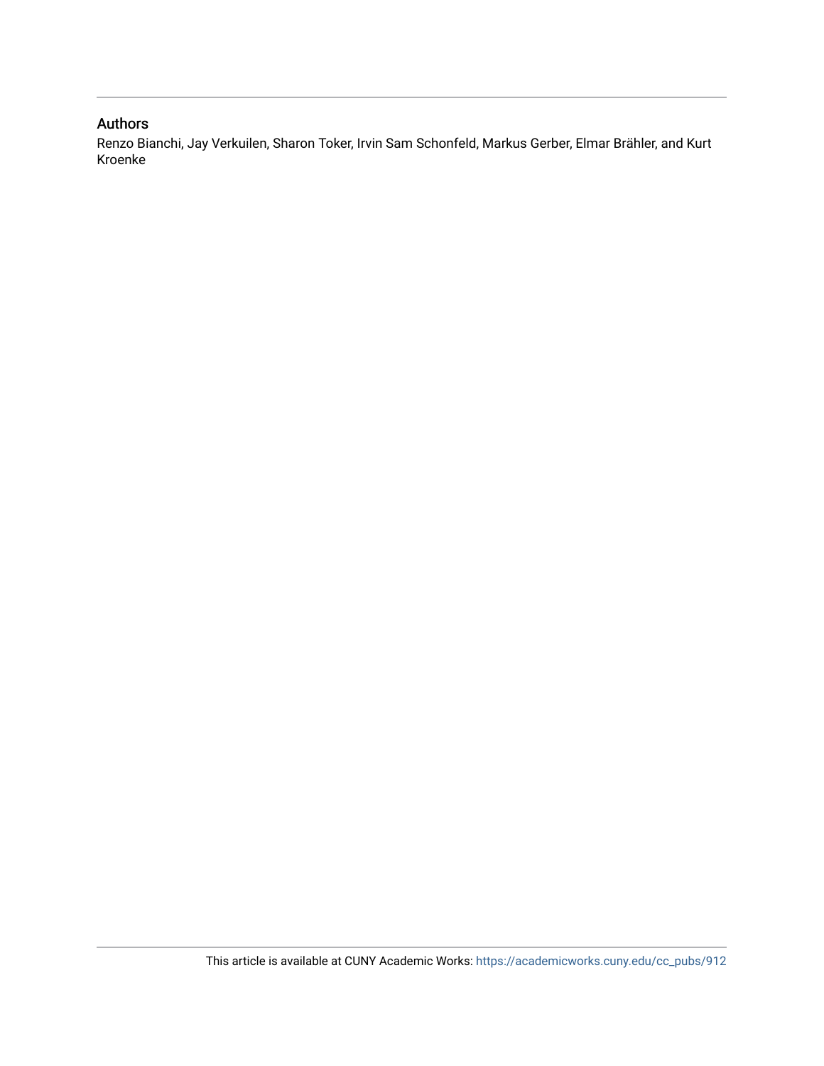## Authors

Renzo Bianchi, Jay Verkuilen, Sharon Toker, Irvin Sam Schonfeld, Markus Gerber, Elmar Brähler, and Kurt Kroenke

This article is available at CUNY Academic Works: https://academicworks.cuny.edu/cc_pubs/912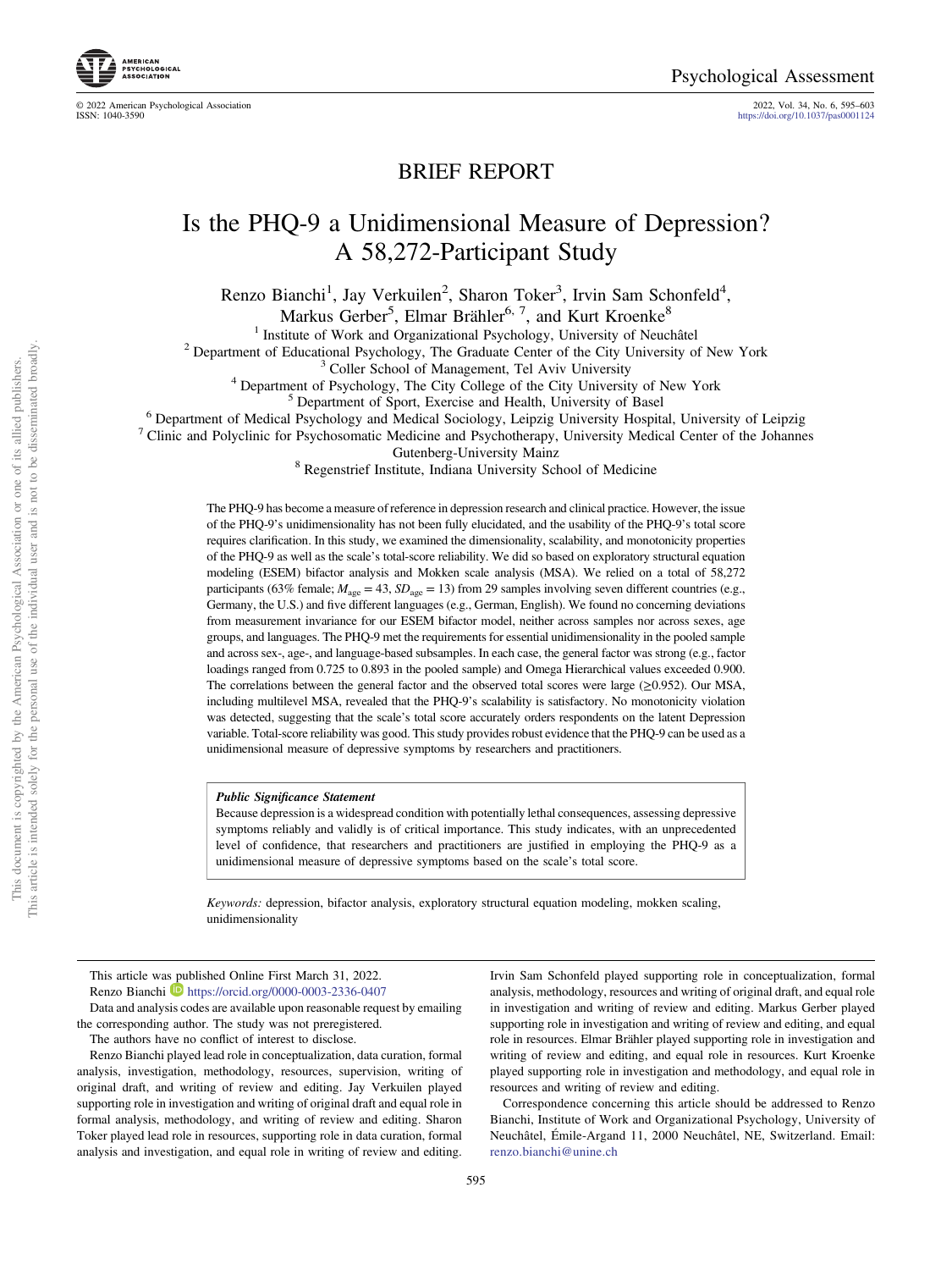BRIEF REPORT

# Is the PHQ-9 a Unidimensional Measure of Depression? A 58,272-Participant Study

Renzo Bianchi[1], Jay Verkuilen[2], Sharon Toker[3], Irvin Sam Schonfeld[4], Markus Gerber[5], Elmar Brähler[6, 7], and Kurt Kroenke[8]

[1] Institute of Work and Organizational Psychology, University of Neuchâtel
[2] Department of Educational Psychology, The Graduate Center of the City University of New York
[3] Coller School of Management, Tel Aviv University
[4] Department of Psychology, The City College of the City University of New York
[5] Department of Sport, Exercise and Health, University of Basel
[6] Department of Medical Psychology and Medical Sociology, Leipzig University Hospital, University of Leipzig
[7] Clinic and Polyclinic for Psychosomatic Medicine and Psychotherapy, University Medical Center of the Johannes Gutenberg-University Mainz
[8] Regenstrief Institute, Indiana University School of Medicine

The PHQ-9 has become a measure of reference in depression research and clinical practice. However, the issue of the PHQ-9's unidimensionality has not been fully elucidated, and the usability of the PHQ-9's total score requires clarification. In this study, we examined the dimensionality, scalability, and monotonicity properties of the PHQ-9 as well as the scale's total-score reliability. We did so based on exploratory structural equation modeling (ESEM) bifactor analysis and Mokken scale analysis (MSA). We relied on a total of 58,272 participants (63% female; $M_{\text{age}} = 43$, $SD_{\text{age}} = 13$) from 29 samples involving seven different countries (e.g., Germany, the U.S.) and five different languages (e.g., German, English). We found no concerning deviations from measurement invariance for our ESEM bifactor model, neither across samples nor across sexes, age groups, and languages. The PHQ-9 met the requirements for essential unidimensionality in the pooled sample and across sex-, age-, and language-based subsamples. In each case, the general factor was strong (e.g., factor loadings ranged from 0.725 to 0.893 in the pooled sample) and Omega Hierarchical values exceeded 0.900. The correlations between the general factor and the observed total scores were large ($\geq$0.952). Our MSA, including multilevel MSA, revealed that the PHQ-9's scalability is satisfactory. No monotonicity violation was detected, suggesting that the scale's total score accurately orders respondents on the latent Depression variable. Total-score reliability was good. This study provides robust evidence that the PHQ-9 can be used as a unidimensional measure of depressive symptoms by researchers and practitioners.

> ***Public Significance Statement***
>
> Because depression is a widespread condition with potentially lethal consequences, assessing depressive symptoms reliably and validly is of critical importance. This study indicates, with an unprecedented level of confidence, that researchers and practitioners are justified in employing the PHQ-9 as a unidimensional measure of depressive symptoms based on the scale's total score.

*Keywords:* depression, bifactor analysis, exploratory structural equation modeling, mokken scaling, unidimensionality

This article was published Online First March 31, 2022.

Renzo Bianchi https://orcid.org/0000-0003-2336-0407

Data and analysis codes are available upon reasonable request by emailing the corresponding author. The study was not preregistered.

The authors have no conflict of interest to disclose.

Renzo Bianchi played lead role in conceptualization, data curation, formal analysis, investigation, methodology, resources, supervision, writing of original draft, and writing of review and editing. Jay Verkuilen played supporting role in investigation and writing of original draft and equal role in formal analysis, methodology, and writing of review and editing. Sharon Toker played lead role in resources, supporting role in data curation, formal analysis and investigation, and equal role in writing of review and editing. Irvin Sam Schonfeld played supporting role in conceptualization, formal analysis, methodology, resources and writing of original draft, and equal role in investigation and writing of review and editing. Markus Gerber played supporting role in investigation and writing of review and editing, and equal role in resources. Elmar Brähler played supporting role in investigation and writing of review and editing, and equal role in resources. Kurt Kroenke played supporting role in investigation and methodology, and equal role in resources and writing of review and editing.

Correspondence concerning this article should be addressed to Renzo Bianchi, Institute of Work and Organizational Psychology, University of Neuchâtel, Émile-Argand 11, 2000 Neuchâtel, NE, Switzerland. Email: renzo.bianchi@unine.ch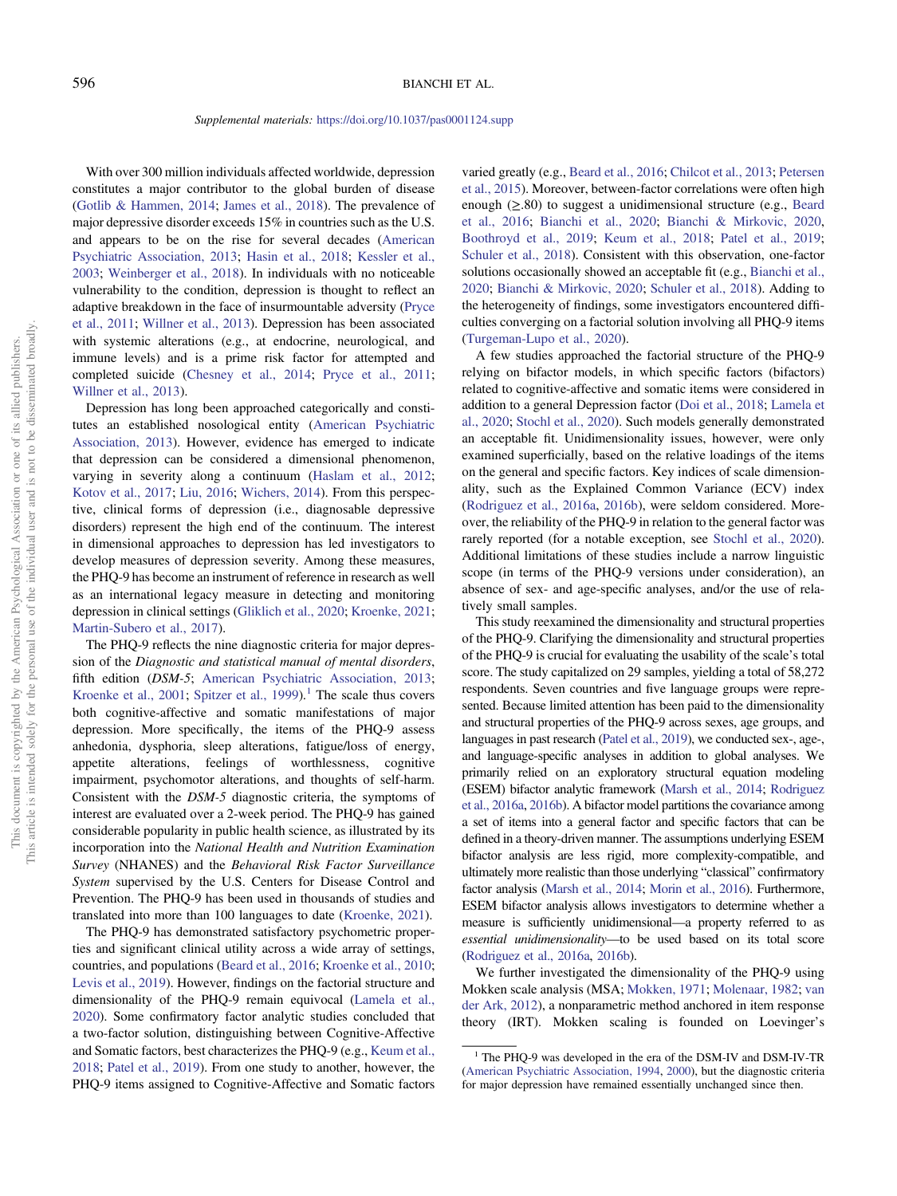*Supplemental materials:* https://doi.org/10.1037/pas0001124.supp

With over 300 million individuals affected worldwide, depression constitutes a major contributor to the global burden of disease (Gotlib & Hammen, 2014; James et al., 2018). The prevalence of major depressive disorder exceeds 15% in countries such as the U.S. and appears to be on the rise for several decades (American Psychiatric Association, 2013; Hasin et al., 2018; Kessler et al., 2003; Weinberger et al., 2018). In individuals with no noticeable vulnerability to the condition, depression is thought to reflect an adaptive breakdown in the face of insurmountable adversity (Pryce et al., 2011; Willner et al., 2013). Depression has been associated with systemic alterations (e.g., at endocrine, neurological, and immune levels) and is a prime risk factor for attempted and completed suicide (Chesney et al., 2014; Pryce et al., 2011; Willner et al., 2013).

Depression has long been approached categorically and constitutes an established nosological entity (American Psychiatric Association, 2013). However, evidence has emerged to indicate that depression can be considered a dimensional phenomenon, varying in severity along a continuum (Haslam et al., 2012; Kotov et al., 2017; Liu, 2016; Wichers, 2014). From this perspective, clinical forms of depression (i.e., diagnosable depressive disorders) represent the high end of the continuum. The interest in dimensional approaches to depression has led investigators to develop measures of depression severity. Among these measures, the PHQ-9 has become an instrument of reference in research as well as an international legacy measure in detecting and monitoring depression in clinical settings (Gliklich et al., 2020; Kroenke, 2021; Martin-Subero et al., 2017).

The PHQ-9 reflects the nine diagnostic criteria for major depression of the *Diagnostic and statistical manual of mental disorders*, fifth edition (*DSM-5*; American Psychiatric Association, 2013; Kroenke et al., 2001; Spitzer et al., 1999).[1] The scale thus covers both cognitive-affective and somatic manifestations of major depression. More specifically, the items of the PHQ-9 assess anhedonia, dysphoria, sleep alterations, fatigue/loss of energy, appetite alterations, feelings of worthlessness, cognitive impairment, psychomotor alterations, and thoughts of self-harm. Consistent with the *DSM-5* diagnostic criteria, the symptoms of interest are evaluated over a 2-week period. The PHQ-9 has gained considerable popularity in public health science, as illustrated by its incorporation into the *National Health and Nutrition Examination Survey* (NHANES) and the *Behavioral Risk Factor Surveillance System* supervised by the U.S. Centers for Disease Control and Prevention. The PHQ-9 has been used in thousands of studies and translated into more than 100 languages to date (Kroenke, 2021).

The PHQ-9 has demonstrated satisfactory psychometric properties and significant clinical utility across a wide array of settings, countries, and populations (Beard et al., 2016; Kroenke et al., 2010; Levis et al., 2019). However, findings on the factorial structure and dimensionality of the PHQ-9 remain equivocal (Lamela et al., 2020). Some confirmatory factor analytic studies concluded that a two-factor solution, distinguishing between Cognitive-Affective and Somatic factors, best characterizes the PHQ-9 (e.g., Keum et al., 2018; Patel et al., 2019). From one study to another, however, the PHQ-9 items assigned to Cognitive-Affective and Somatic factors varied greatly (e.g., Beard et al., 2016; Chilcot et al., 2013; Petersen et al., 2015). Moreover, between-factor correlations were often high enough (≥.80) to suggest a unidimensional structure (e.g., Beard et al., 2016; Bianchi et al., 2020; Bianchi & Mirkovic, 2020, Boothroyd et al., 2019; Keum et al., 2018; Patel et al., 2019; Schuler et al., 2018). Consistent with this observation, one-factor solutions occasionally showed an acceptable fit (e.g., Bianchi et al., 2020; Bianchi & Mirkovic, 2020; Schuler et al., 2018). Adding to the heterogeneity of findings, some investigators encountered difficulties converging on a factorial solution involving all PHQ-9 items (Turgeman-Lupo et al., 2020).

A few studies approached the factorial structure of the PHQ-9 relying on bifactor models, in which specific factors (bifactors) related to cognitive-affective and somatic items were considered in addition to a general Depression factor (Doi et al., 2018; Lamela et al., 2020; Stochl et al., 2020). Such models generally demonstrated an acceptable fit. Unidimensionality issues, however, were only examined superficially, based on the relative loadings of the items on the general and specific factors. Key indices of scale dimensionality, such as the Explained Common Variance (ECV) index (Rodriguez et al., 2016a, 2016b), were seldom considered. Moreover, the reliability of the PHQ-9 in relation to the general factor was rarely reported (for a notable exception, see Stochl et al., 2020). Additional limitations of these studies include a narrow linguistic scope (in terms of the PHQ-9 versions under consideration), an absence of sex- and age-specific analyses, and/or the use of relatively small samples.

This study reexamined the dimensionality and structural properties of the PHQ-9. Clarifying the dimensionality and structural properties of the PHQ-9 is crucial for evaluating the usability of the scale's total score. The study capitalized on 29 samples, yielding a total of 58,272 respondents. Seven countries and five language groups were represented. Because limited attention has been paid to the dimensionality and structural properties of the PHQ-9 across sexes, age groups, and languages in past research (Patel et al., 2019), we conducted sex-, age-, and language-specific analyses in addition to global analyses. We primarily relied on an exploratory structural equation modeling (ESEM) bifactor analytic framework (Marsh et al., 2014; Rodriguez et al., 2016a, 2016b). A bifactor model partitions the covariance among a set of items into a general factor and specific factors that can be defined in a theory-driven manner. The assumptions underlying ESEM bifactor analysis are less rigid, more complexity-compatible, and ultimately more realistic than those underlying "classical" confirmatory factor analysis (Marsh et al., 2014; Morin et al., 2016). Furthermore, ESEM bifactor analysis allows investigators to determine whether a measure is sufficiently unidimensional—a property referred to as *essential unidimensionality*—to be used based on its total score (Rodriguez et al., 2016a, 2016b).

We further investigated the dimensionality of the PHQ-9 using Mokken scale analysis (MSA; Mokken, 1971; Molenaar, 1982; van der Ark, 2012), a nonparametric method anchored in item response theory (IRT). Mokken scaling is founded on Loevinger's

[1] The PHQ-9 was developed in the era of the DSM-IV and DSM-IV-TR (American Psychiatric Association, 1994, 2000), but the diagnostic criteria for major depression have remained essentially unchanged since then.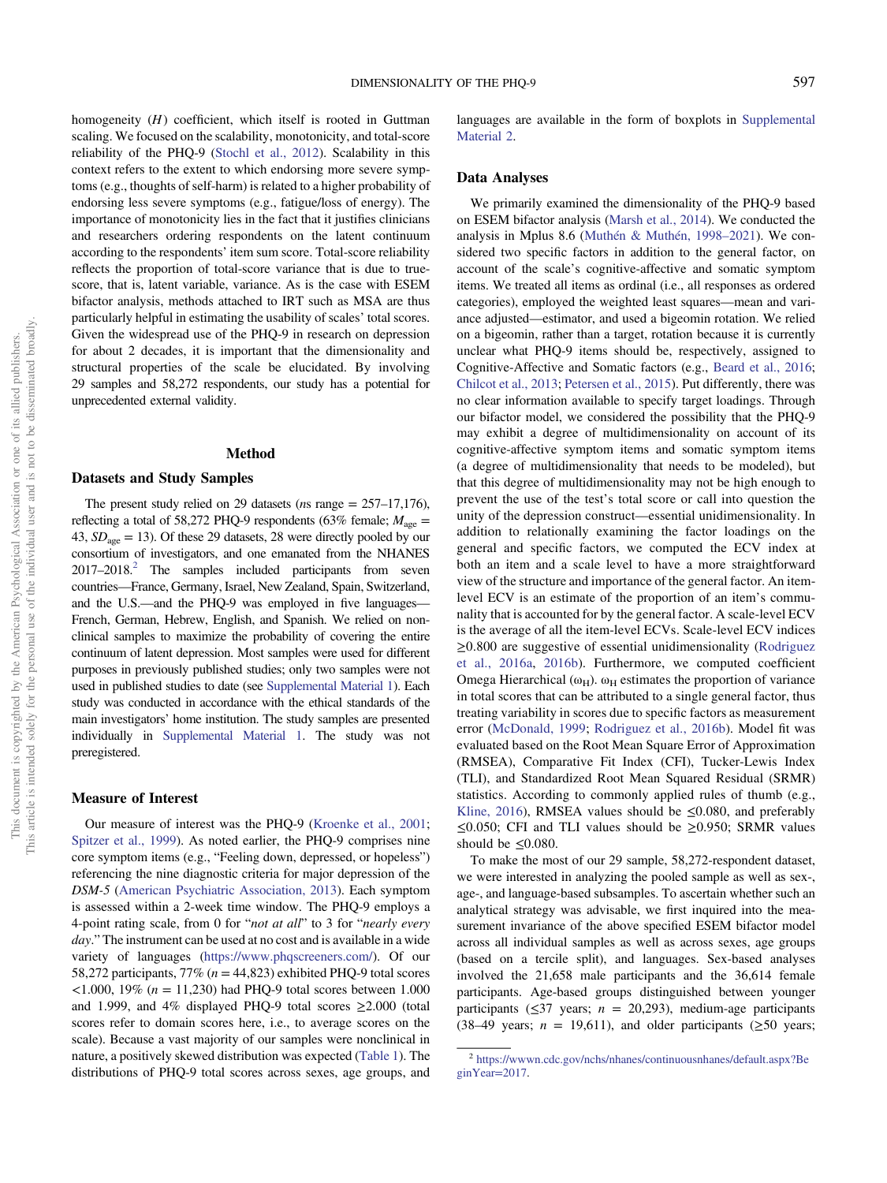homogeneity ($H$) coefficient, which itself is rooted in Guttman scaling. We focused on the scalability, monotonicity, and total-score reliability of the PHQ-9 (Stochl et al., 2012). Scalability in this context refers to the extent to which endorsing more severe symptoms (e.g., thoughts of self-harm) is related to a higher probability of endorsing less severe symptoms (e.g., fatigue/loss of energy). The importance of monotonicity lies in the fact that it justifies clinicians and researchers ordering respondents on the latent continuum according to the respondents' item sum score. Total-score reliability reflects the proportion of total-score variance that is due to true-score, that is, latent variable, variance. As is the case with ESEM bifactor analysis, methods attached to IRT such as MSA are thus particularly helpful in estimating the usability of scales' total scores. Given the widespread use of the PHQ-9 in research on depression for about 2 decades, it is important that the dimensionality and structural properties of the scale be elucidated. By involving 29 samples and 58,272 respondents, our study has a potential for unprecedented external validity.

## Method

### Datasets and Study Samples

The present study relied on 29 datasets ($n$s range = 257–17,176), reflecting a total of 58,272 PHQ-9 respondents (63% female; $M_{\text{age}}$ = 43, $SD_{\text{age}}$ = 13). Of these 29 datasets, 28 were directly pooled by our consortium of investigators, and one emanated from the NHANES 2017–2018.[2] The samples included participants from seven countries—France, Germany, Israel, New Zealand, Spain, Switzerland, and the U.S.—and the PHQ-9 was employed in five languages—French, German, Hebrew, English, and Spanish. We relied on nonclinical samples to maximize the probability of covering the entire continuum of latent depression. Most samples were used for different purposes in previously published studies; only two samples were not used in published studies to date (see Supplemental Material 1). Each study was conducted in accordance with the ethical standards of the main investigators' home institution. The study samples are presented individually in Supplemental Material 1. The study was not preregistered.

### Measure of Interest

Our measure of interest was the PHQ-9 (Kroenke et al., 2001; Spitzer et al., 1999). As noted earlier, the PHQ-9 comprises nine core symptom items (e.g., "Feeling down, depressed, or hopeless") referencing the nine diagnostic criteria for major depression of the *DSM-5* (American Psychiatric Association, 2013). Each symptom is assessed within a 2-week time window. The PHQ-9 employs a 4-point rating scale, from 0 for "*not at all*" to 3 for "*nearly every day*." The instrument can be used at no cost and is available in a wide variety of languages (https://www.phqscreeners.com/). Of our 58,272 participants, 77% ($n$ = 44,823) exhibited PHQ-9 total scores <1.000, 19% ($n$ = 11,230) had PHQ-9 total scores between 1.000 and 1.999, and 4% displayed PHQ-9 total scores ≥2.000 (total scores refer to domain scores here, i.e., to average scores on the scale). Because a vast majority of our samples were nonclinical in nature, a positively skewed distribution was expected (Table 1). The distributions of PHQ-9 total scores across sexes, age groups, and languages are available in the form of boxplots in Supplemental Material 2.

### Data Analyses

We primarily examined the dimensionality of the PHQ-9 based on ESEM bifactor analysis (Marsh et al., 2014). We conducted the analysis in Mplus 8.6 (Muthén & Muthén, 1998–2021). We considered two specific factors in addition to the general factor, on account of the scale's cognitive-affective and somatic symptom items. We treated all items as ordinal (i.e., all responses as ordered categories), employed the weighted least squares—mean and variance adjusted—estimator, and used a bigeomin rotation. We relied on a bigeomin, rather than a target, rotation because it is currently unclear what PHQ-9 items should be, respectively, assigned to Cognitive-Affective and Somatic factors (e.g., Beard et al., 2016; Chilcot et al., 2013; Petersen et al., 2015). Put differently, there was no clear information available to specify target loadings. Through our bifactor model, we considered the possibility that the PHQ-9 may exhibit a degree of multidimensionality on account of its cognitive-affective symptom items and somatic symptom items (a degree of multidimensionality that needs to be modeled), but that this degree of multidimensionality may not be high enough to prevent the use of the test's total score or call into question the unity of the depression construct—essential unidimensionality. In addition to relationally examining the factor loadings on the general and specific factors, we computed the ECV index at both an item and a scale level to have a more straightforward view of the structure and importance of the general factor. An item-level ECV is an estimate of the proportion of an item's communality that is accounted for by the general factor. A scale-level ECV is the average of all the item-level ECVs. Scale-level ECV indices ≥0.800 are suggestive of essential unidimensionality (Rodriguez et al., 2016a, 2016b). Furthermore, we computed coefficient Omega Hierarchical ($\omega_H$). $\omega_H$ estimates the proportion of variance in total scores that can be attributed to a single general factor, thus treating variability in scores due to specific factors as measurement error (McDonald, 1999; Rodriguez et al., 2016b). Model fit was evaluated based on the Root Mean Square Error of Approximation (RMSEA), Comparative Fit Index (CFI), Tucker-Lewis Index (TLI), and Standardized Root Mean Squared Residual (SRMR) statistics. According to commonly applied rules of thumb (e.g., Kline, 2016), RMSEA values should be ≤0.080, and preferably ≤0.050; CFI and TLI values should be ≥0.950; SRMR values should be ≤0.080.

To make the most of our 29 sample, 58,272-respondent dataset, we were interested in analyzing the pooled sample as well as sex-, age-, and language-based subsamples. To ascertain whether such an analytical strategy was advisable, we first inquired into the measurement invariance of the above specified ESEM bifactor model across all individual samples as well as across sexes, age groups (based on a tercile split), and languages. Sex-based analyses involved the 21,658 male participants and the 36,614 female participants. Age-based groups distinguished between younger participants (≤37 years; $n$ = 20,293), medium-age participants (38–49 years; $n$ = 19,611), and older participants (≥50 years;

[2] https://wwwn.cdc.gov/nchs/nhanes/continuousnhanes/default.aspx?BeginYear=2017.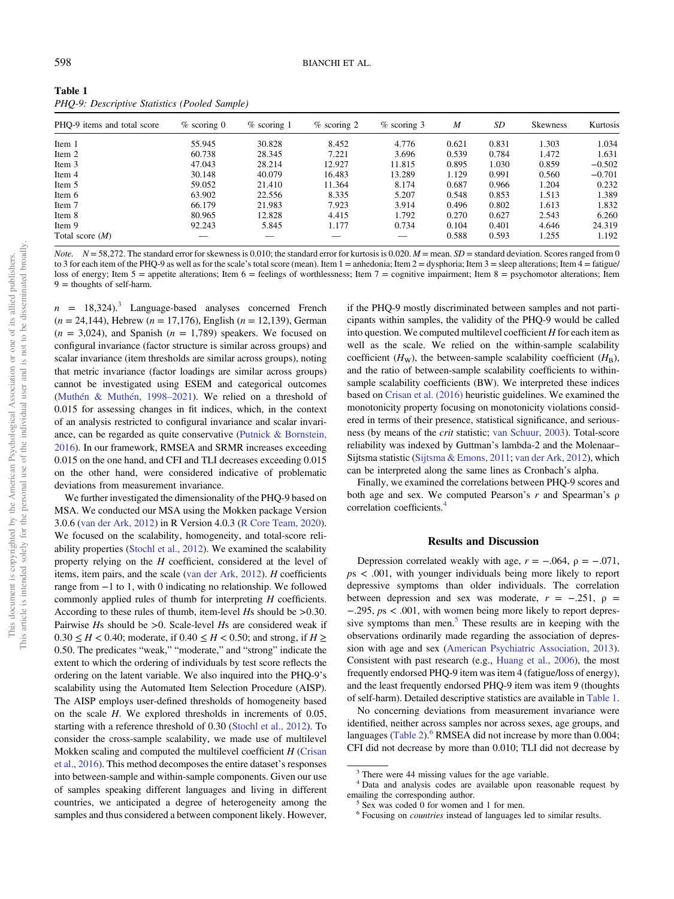**Table 1**
*PHQ-9: Descriptive Statistics (Pooled Sample)*

| PHQ-9 items and total score | % scoring 0 | % scoring 1 | % scoring 2 | % scoring 3 | *M* | *SD* | Skewness | Kurtosis |
|---|---|---|---|---|---|---|---|---|
| Item 1 | 55.945 | 30.828 | 8.452 | 4.776 | 0.621 | 0.831 | 1.303 | 1.034 |
| Item 2 | 60.738 | 28.345 | 7.221 | 3.696 | 0.539 | 0.784 | 1.472 | 1.631 |
| Item 3 | 47.043 | 28.214 | 12.927 | 11.815 | 0.895 | 1.030 | 0.859 | −0.502 |
| Item 4 | 30.148 | 40.079 | 16.483 | 13.289 | 1.129 | 0.991 | 0.560 | −0.701 |
| Item 5 | 59.052 | 21.410 | 11.364 | 8.174 | 0.687 | 0.966 | 1.204 | 0.232 |
| Item 6 | 63.902 | 22.556 | 8.335 | 5.207 | 0.548 | 0.853 | 1.513 | 1.389 |
| Item 7 | 66.179 | 21.983 | 7.923 | 3.914 | 0.496 | 0.802 | 1.613 | 1.832 |
| Item 8 | 80.965 | 12.828 | 4.415 | 1.792 | 0.270 | 0.627 | 2.543 | 6.260 |
| Item 9 | 92.243 | 5.845 | 1.177 | 0.734 | 0.104 | 0.401 | 4.646 | 24.319 |
| Total score (*M*) | — | — | — | — | 0.588 | 0.593 | 1.255 | 1.192 |

*Note.* $N = 58{,}272$. The standard error for skewness is 0.010; the standard error for kurtosis is 0.020. *M* = mean. *SD* = standard deviation. Scores ranged from 0 to 3 for each item of the PHQ-9 as well as for the scale's total score (mean). Item 1 = anhedonia; Item 2 = dysphoria; Item 3 = sleep alterations; Item 4 = fatigue/loss of energy; Item 5 = appetite alterations; Item 6 = feelings of worthlessness; Item 7 = cognitive impairment; Item 8 = psychomotor alterations; Item 9 = thoughts of self-harm.

$n = 18{,}324$).[3] Language-based analyses concerned French ($n = 24{,}144$), Hebrew ($n = 17{,}176$), English ($n = 12{,}139$), German ($n = 3{,}024$), and Spanish ($n = 1{,}789$) speakers. We focused on configural invariance (factor structure is similar across groups) and scalar invariance (item thresholds are similar across groups), noting that metric invariance (factor loadings are similar across groups) cannot be investigated using ESEM and categorical outcomes (Muthén & Muthén, 1998–2021). We relied on a threshold of 0.015 for assessing changes in fit indices, which, in the context of an analysis restricted to configural invariance and scalar invariance, can be regarded as quite conservative (Putnick & Bornstein, 2016). In our framework, RMSEA and SRMR increases exceeding 0.015 on the one hand, and CFI and TLI decreases exceeding 0.015 on the other hand, were considered indicative of problematic deviations from measurement invariance.

We further investigated the dimensionality of the PHQ-9 based on MSA. We conducted our MSA using the Mokken package Version 3.0.6 (van der Ark, 2012) in R Version 4.0.3 (R Core Team, 2020). We focused on the scalability, homogeneity, and total-score reliability properties (Stochl et al., 2012). We examined the scalability property relying on the *H* coefficient, considered at the level of items, item pairs, and the scale (van der Ark, 2012). *H* coefficients range from −1 to 1, with 0 indicating no relationship. We followed commonly applied rules of thumb for interpreting *H* coefficients. According to these rules of thumb, item-level *H*s should be >0.30. Pairwise *H*s should be >0. Scale-level *H*s are considered weak if $0.30 \leq H < 0.40$; moderate, if $0.40 \leq H < 0.50$; and strong, if $H \geq 0.50$. The predicates "weak," "moderate," and "strong" indicate the extent to which the ordering of individuals by test score reflects the ordering on the latent variable. We also inquired into the PHQ-9's scalability using the Automated Item Selection Procedure (AISP). The AISP employs user-defined thresholds of homogeneity based on the scale *H*. We explored thresholds in increments of 0.05, starting with a reference threshold of 0.30 (Stochl et al., 2012). To consider the cross-sample scalability, we made use of multilevel Mokken scaling and computed the multilevel coefficient *H* (Crisan et al., 2016). This method decomposes the entire dataset's responses into between-sample and within-sample components. Given our use of samples speaking different languages and living in different countries, we anticipated a degree of heterogeneity among the samples and thus considered a between component likely. However, if the PHQ-9 mostly discriminated between samples and not participants within samples, the validity of the PHQ-9 would be called into question. We computed multilevel coefficient *H* for each item as well as the scale. We relied on the within-sample scalability coefficient ($H_W$), the between-sample scalability coefficient ($H_B$), and the ratio of between-sample scalability coefficients to within-sample scalability coefficients (BW). We interpreted these indices based on Crisan et al. (2016) heuristic guidelines. We examined the monotonicity property focusing on monotonicity violations considered in terms of their presence, statistical significance, and seriousness (by means of the *crit* statistic; van Schuur, 2003). Total-score reliability was indexed by Guttman's lambda-2 and the Molenaar–Sijtsma statistic (Sijtsma & Emons, 2011; van der Ark, 2012), which can be interpreted along the same lines as Cronbach's alpha.

Finally, we examined the correlations between PHQ-9 scores and both age and sex. We computed Pearson's *r* and Spearman's ρ correlation coefficients.[4]

## Results and Discussion

Depression correlated weakly with age, $r = -.064$, $\rho = -.071$, $ps < .001$, with younger individuals being more likely to report depressive symptoms than older individuals. The correlation between depression and sex was moderate, $r = -.251$, $\rho = -.295$, $ps < .001$, with women being more likely to report depressive symptoms than men.[5] These results are in keeping with the observations ordinarily made regarding the association of depression with age and sex (American Psychiatric Association, 2013). Consistent with past research (e.g., Huang et al., 2006), the most frequently endorsed PHQ-9 item was item 4 (fatigue/loss of energy), and the least frequently endorsed PHQ-9 item was item 9 (thoughts of self-harm). Detailed descriptive statistics are available in Table 1.

No concerning deviations from measurement invariance were identified, neither across samples nor across sexes, age groups, and languages (Table 2).[6] RMSEA did not increase by more than 0.004; CFI did not decrease by more than 0.010; TLI did not decrease by

[3] There were 44 missing values for the age variable.

[4] Data and analysis codes are available upon reasonable request by emailing the corresponding author.

[5] Sex was coded 0 for women and 1 for men.

[6] Focusing on *countries* instead of languages led to similar results.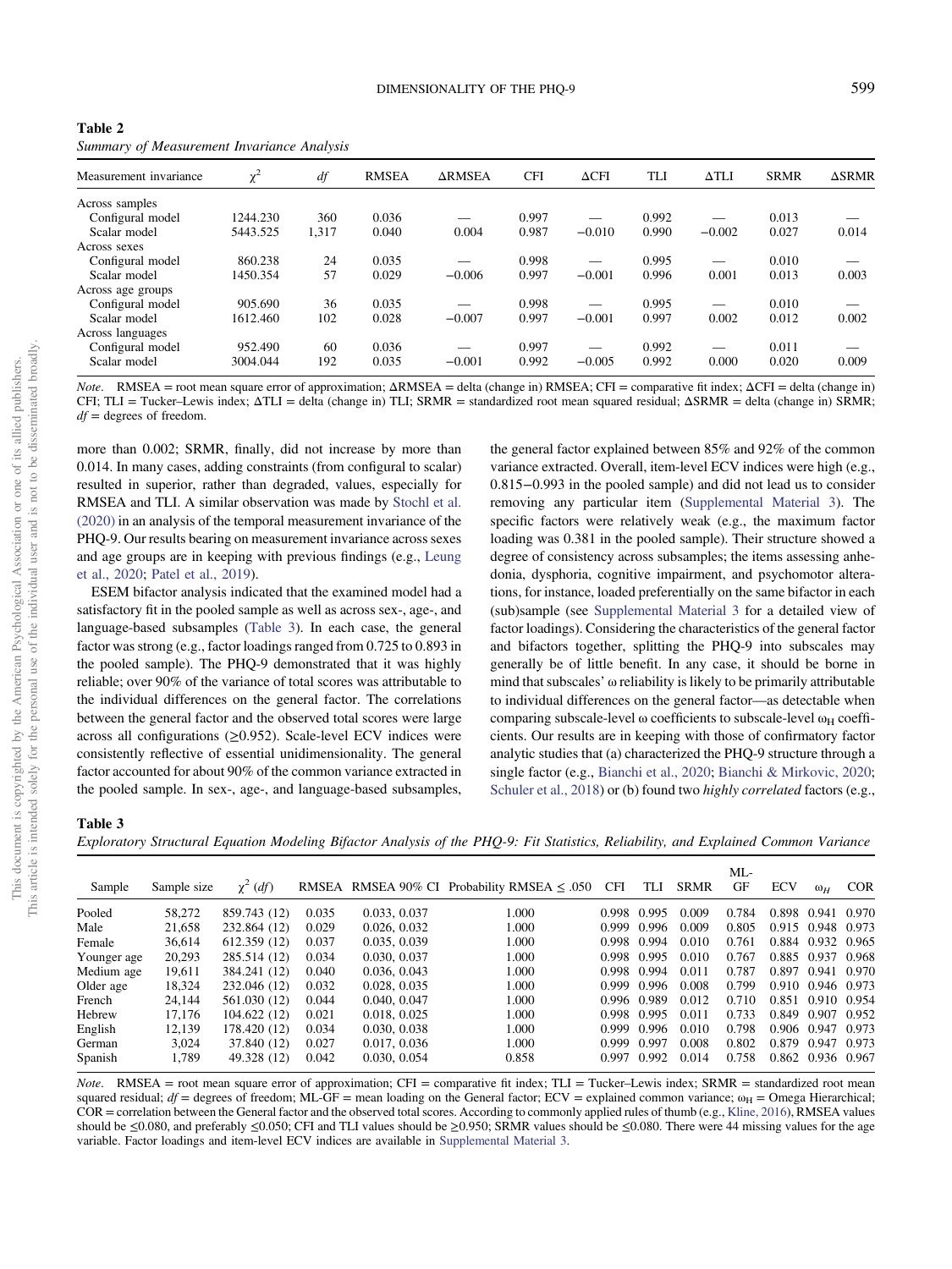**Table 2**
*Summary of Measurement Invariance Analysis*

| Measurement invariance | $\chi^2$ | *df* | RMSEA | ΔRMSEA | CFI | ΔCFI | TLI | ΔTLI | SRMR | ΔSRMR |
|---|---|---|---|---|---|---|---|---|---|---|
| Across samples | | | | | | | | | | |
| Configural model | 1244.230 | 360 | 0.036 | — | 0.997 | — | 0.992 | — | 0.013 | — |
| Scalar model | 5443.525 | 1,317 | 0.040 | 0.004 | 0.987 | −0.010 | 0.990 | −0.002 | 0.027 | 0.014 |
| Across sexes | | | | | | | | | | |
| Configural model | 860.238 | 24 | 0.035 | — | 0.998 | — | 0.995 | — | 0.010 | — |
| Scalar model | 1450.354 | 57 | 0.029 | −0.006 | 0.997 | −0.001 | 0.996 | 0.001 | 0.013 | 0.003 |
| Across age groups | | | | | | | | | | |
| Configural model | 905.690 | 36 | 0.035 | — | 0.998 | — | 0.995 | — | 0.010 | — |
| Scalar model | 1612.460 | 102 | 0.028 | −0.007 | 0.997 | −0.001 | 0.997 | 0.002 | 0.012 | 0.002 |
| Across languages | | | | | | | | | | |
| Configural model | 952.490 | 60 | 0.036 | — | 0.997 | — | 0.992 | — | 0.011 | — |
| Scalar model | 3004.044 | 192 | 0.035 | −0.001 | 0.992 | −0.005 | 0.992 | 0.000 | 0.020 | 0.009 |

*Note*. RMSEA = root mean square error of approximation; ΔRMSEA = delta (change in) RMSEA; CFI = comparative fit index; ΔCFI = delta (change in) CFI; TLI = Tucker–Lewis index; ΔTLI = delta (change in) TLI; SRMR = standardized root mean squared residual; ΔSRMR = delta (change in) SRMR; *df* = degrees of freedom.

more than 0.002; SRMR, finally, did not increase by more than 0.014. In many cases, adding constraints (from configural to scalar) resulted in superior, rather than degraded, values, especially for RMSEA and TLI. A similar observation was made by Stochl et al. (2020) in an analysis of the temporal measurement invariance of the PHQ-9. Our results bearing on measurement invariance across sexes and age groups are in keeping with previous findings (e.g., Leung et al., 2020; Patel et al., 2019).

ESEM bifactor analysis indicated that the examined model had a satisfactory fit in the pooled sample as well as across sex-, age-, and language-based subsamples (Table 3). In each case, the general factor was strong (e.g., factor loadings ranged from 0.725 to 0.893 in the pooled sample). The PHQ-9 demonstrated that it was highly reliable; over 90% of the variance of total scores was attributable to the individual differences on the general factor. The correlations between the general factor and the observed total scores were large across all configurations (≥0.952). Scale-level ECV indices were consistently reflective of essential unidimensionality. The general factor accounted for about 90% of the common variance extracted in the pooled sample. In sex-, age-, and language-based subsamples, the general factor explained between 85% and 92% of the common variance extracted. Overall, item-level ECV indices were high (e.g., 0.815−0.993 in the pooled sample) and did not lead us to consider removing any particular item (Supplemental Material 3). The specific factors were relatively weak (e.g., the maximum factor loading was 0.381 in the pooled sample). Their structure showed a degree of consistency across subsamples; the items assessing anhedonia, dysphoria, cognitive impairment, and psychomotor alterations, for instance, loaded preferentially on the same bifactor in each (sub)sample (see Supplemental Material 3 for a detailed view of factor loadings). Considering the characteristics of the general factor and bifactors together, splitting the PHQ-9 into subscales may generally be of little benefit. In any case, it should be borne in mind that subscales' ω reliability is likely to be primarily attributable to individual differences on the general factor—as detectable when comparing subscale-level ω coefficients to subscale-level $\omega_H$ coefficients. Our results are in keeping with those of confirmatory factor analytic studies that (a) characterized the PHQ-9 structure through a single factor (e.g., Bianchi et al., 2020; Bianchi & Mirkovic, 2020; Schuler et al., 2018) or (b) found two *highly correlated* factors (e.g.,

**Table 3**
*Exploratory Structural Equation Modeling Bifactor Analysis of the PHQ-9: Fit Statistics, Reliability, and Explained Common Variance*

| Sample | Sample size | $\chi^2$ (*df*) | RMSEA | RMSEA 90% CI | Probability RMSEA ≤ .050 | CFI | TLI | SRMR | ML-GF | ECV | $\omega_H$ | COR |
|---|---|---|---|---|---|---|---|---|---|---|---|---|
| Pooled | 58,272 | 859.743 (12) | 0.035 | 0.033, 0.037 | 1.000 | 0.998 | 0.995 | 0.009 | 0.784 | 0.898 | 0.941 | 0.970 |
| Male | 21,658 | 232.864 (12) | 0.029 | 0.026, 0.032 | 1.000 | 0.999 | 0.996 | 0.009 | 0.805 | 0.915 | 0.948 | 0.973 |
| Female | 36,614 | 612.359 (12) | 0.037 | 0.035, 0.039 | 1.000 | 0.998 | 0.994 | 0.010 | 0.761 | 0.884 | 0.932 | 0.965 |
| Younger age | 20,293 | 285.514 (12) | 0.034 | 0.030, 0.037 | 1.000 | 0.998 | 0.995 | 0.010 | 0.767 | 0.885 | 0.937 | 0.968 |
| Medium age | 19,611 | 384.241 (12) | 0.040 | 0.036, 0.043 | 1.000 | 0.998 | 0.994 | 0.011 | 0.787 | 0.897 | 0.941 | 0.970 |
| Older age | 18,324 | 232.046 (12) | 0.032 | 0.028, 0.035 | 1.000 | 0.999 | 0.996 | 0.008 | 0.799 | 0.910 | 0.946 | 0.973 |
| French | 24,144 | 561.030 (12) | 0.044 | 0.040, 0.047 | 1.000 | 0.996 | 0.989 | 0.012 | 0.710 | 0.851 | 0.910 | 0.954 |
| Hebrew | 17,176 | 104.622 (12) | 0.021 | 0.018, 0.025 | 1.000 | 0.998 | 0.995 | 0.011 | 0.733 | 0.849 | 0.907 | 0.952 |
| English | 12,139 | 178.420 (12) | 0.034 | 0.030, 0.038 | 1.000 | 0.999 | 0.996 | 0.010 | 0.798 | 0.906 | 0.947 | 0.973 |
| German | 3,024 | 37.840 (12) | 0.027 | 0.017, 0.036 | 1.000 | 0.999 | 0.997 | 0.008 | 0.802 | 0.879 | 0.947 | 0.973 |
| Spanish | 1,789 | 49.328 (12) | 0.042 | 0.030, 0.054 | 0.858 | 0.997 | 0.992 | 0.014 | 0.758 | 0.862 | 0.936 | 0.967 |

*Note*. RMSEA = root mean square error of approximation; CFI = comparative fit index; TLI = Tucker–Lewis index; SRMR = standardized root mean squared residual; *df* = degrees of freedom; ML-GF = mean loading on the General factor; ECV = explained common variance; $\omega_H$ = Omega Hierarchical; COR = correlation between the General factor and the observed total scores. According to commonly applied rules of thumb (e.g., Kline, 2016), RMSEA values should be ≤0.080, and preferably ≤0.050; CFI and TLI values should be ≥0.950; SRMR values should be ≤0.080. There were 44 missing values for the age variable. Factor loadings and item-level ECV indices are available in Supplemental Material 3.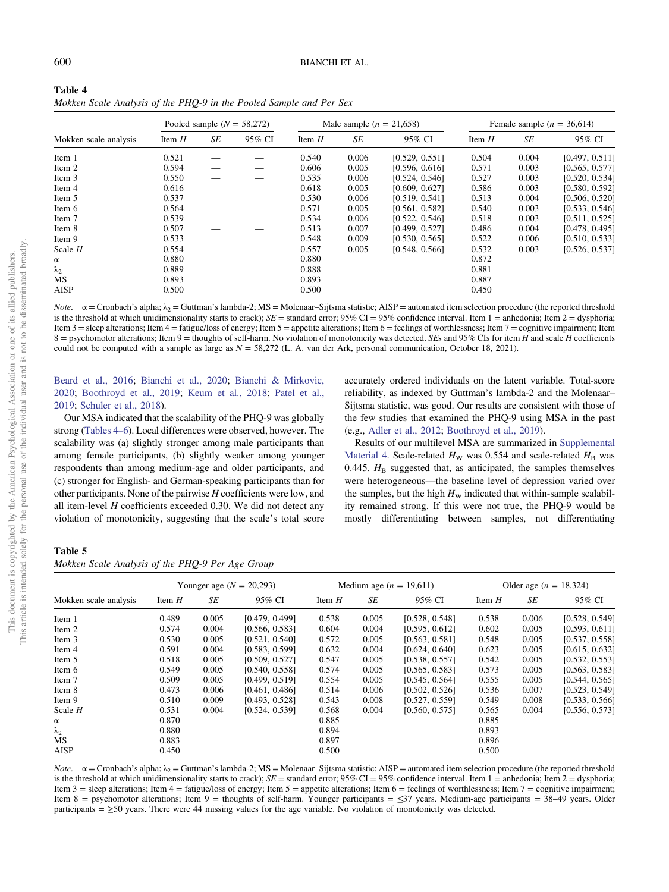**Table 4**
*Mokken Scale Analysis of the PHQ-9 in the Pooled Sample and Per Sex*

| Mokken scale analysis | Pooled sample ($N$ = 58,272) | | | Male sample ($n$ = 21,658) | | | Female sample ($n$ = 36,614) | | |
|---|---|---|---|---|---|---|---|---|---|
| | Item $H$ | $SE$ | 95% CI | Item $H$ | $SE$ | 95% CI | Item $H$ | $SE$ | 95% CI |
| Item 1 | 0.521 | — | — | 0.540 | 0.006 | [0.529, 0.551] | 0.504 | 0.004 | [0.497, 0.511] |
| Item 2 | 0.594 | — | — | 0.606 | 0.005 | [0.596, 0.616] | 0.571 | 0.003 | [0.565, 0.577] |
| Item 3 | 0.550 | — | — | 0.535 | 0.006 | [0.524, 0.546] | 0.527 | 0.003 | [0.520, 0.534] |
| Item 4 | 0.616 | — | — | 0.618 | 0.005 | [0.609, 0.627] | 0.586 | 0.003 | [0.580, 0.592] |
| Item 5 | 0.537 | — | — | 0.530 | 0.006 | [0.519, 0.541] | 0.513 | 0.004 | [0.506, 0.520] |
| Item 6 | 0.564 | — | — | 0.571 | 0.005 | [0.561, 0.582] | 0.540 | 0.003 | [0.533, 0.546] |
| Item 7 | 0.539 | — | — | 0.534 | 0.006 | [0.522, 0.546] | 0.518 | 0.003 | [0.511, 0.525] |
| Item 8 | 0.507 | — | — | 0.513 | 0.007 | [0.499, 0.527] | 0.486 | 0.004 | [0.478, 0.495] |
| Item 9 | 0.533 | — | — | 0.548 | 0.009 | [0.530, 0.565] | 0.522 | 0.006 | [0.510, 0.533] |
| Scale $H$ | 0.554 | — | — | 0.557 | 0.005 | [0.548, 0.566] | 0.532 | 0.003 | [0.526, 0.537] |
| α | 0.880 | | | 0.880 | | | 0.872 | | |
| $\lambda_2$ | 0.889 | | | 0.888 | | | 0.881 | | |
| MS | 0.893 | | | 0.893 | | | 0.887 | | |
| AISP | 0.500 | | | 0.500 | | | 0.450 | | |

*Note.* α = Cronbach's alpha; $\lambda_2$ = Guttman's lambda-2; MS = Molenaar–Sijtsma statistic; AISP = automated item selection procedure (the reported threshold is the threshold at which unidimensionality starts to crack); $SE$ = standard error; 95% CI = 95% confidence interval. Item 1 = anhedonia; Item 2 = dysphoria; Item 3 = sleep alterations; Item 4 = fatigue/loss of energy; Item 5 = appetite alterations; Item 6 = feelings of worthlessness; Item 7 = cognitive impairment; Item 8 = psychomotor alterations; Item 9 = thoughts of self-harm. No violation of monotonicity was detected. $SE$s and 95% CIs for item $H$ and scale $H$ coefficients could not be computed with a sample as large as $N$ = 58,272 (L. A. van der Ark, personal communication, October 18, 2021).

Beard et al., 2016; Bianchi et al., 2020; Bianchi & Mirkovic, 2020; Boothroyd et al., 2019; Keum et al., 2018; Patel et al., 2019; Schuler et al., 2018).

Our MSA indicated that the scalability of the PHQ-9 was globally strong (Tables 4–6). Local differences were observed, however. The scalability was (a) slightly stronger among male participants than among female participants, (b) slightly weaker among younger respondents than among medium-age and older participants, and (c) stronger for English- and German-speaking participants than for other participants. None of the pairwise $H$ coefficients were low, and all item-level $H$ coefficients exceeded 0.30. We did not detect any violation of monotonicity, suggesting that the scale's total score accurately ordered individuals on the latent variable. Total-score reliability, as indexed by Guttman's lambda-2 and the Molenaar–Sijtsma statistic, was good. Our results are consistent with those of the few studies that examined the PHQ-9 using MSA in the past (e.g., Adler et al., 2012; Boothroyd et al., 2019).

Results of our multilevel MSA are summarized in Supplemental Material 4. Scale-related $H_W$ was 0.554 and scale-related $H_B$ was 0.445. $H_B$ suggested that, as anticipated, the samples themselves were heterogeneous—the baseline level of depression varied over the samples, but the high $H_W$ indicated that within-sample scalability remained strong. If this were not true, the PHQ-9 would be mostly differentiating between samples, not differentiating

**Table 5**
*Mokken Scale Analysis of the PHQ-9 Per Age Group*

| Mokken scale analysis | Younger age ($N$ = 20,293) | | | Medium age ($n$ = 19,611) | | | Older age ($n$ = 18,324) | | |
|---|---|---|---|---|---|---|---|---|---|
| | Item $H$ | $SE$ | 95% CI | Item $H$ | $SE$ | 95% CI | Item $H$ | $SE$ | 95% CI |
| Item 1 | 0.489 | 0.005 | [0.479, 0.499] | 0.538 | 0.005 | [0.528, 0.548] | 0.538 | 0.006 | [0.528, 0.549] |
| Item 2 | 0.574 | 0.004 | [0.566, 0.583] | 0.604 | 0.004 | [0.595, 0.612] | 0.602 | 0.005 | [0.593, 0.611] |
| Item 3 | 0.530 | 0.005 | [0.521, 0.540] | 0.572 | 0.005 | [0.563, 0.581] | 0.548 | 0.005 | [0.537, 0.558] |
| Item 4 | 0.591 | 0.004 | [0.583, 0.599] | 0.632 | 0.004 | [0.624, 0.640] | 0.623 | 0.005 | [0.615, 0.632] |
| Item 5 | 0.518 | 0.005 | [0.509, 0.527] | 0.547 | 0.005 | [0.538, 0.557] | 0.542 | 0.005 | [0.532, 0.553] |
| Item 6 | 0.549 | 0.005 | [0.540, 0.558] | 0.574 | 0.005 | [0.565, 0.583] | 0.573 | 0.005 | [0.563, 0.583] |
| Item 7 | 0.509 | 0.005 | [0.499, 0.519] | 0.554 | 0.005 | [0.545, 0.564] | 0.555 | 0.005 | [0.544, 0.565] |
| Item 8 | 0.473 | 0.006 | [0.461, 0.486] | 0.514 | 0.006 | [0.502, 0.526] | 0.536 | 0.007 | [0.523, 0.549] |
| Item 9 | 0.510 | 0.009 | [0.493, 0.528] | 0.543 | 0.008 | [0.527, 0.559] | 0.549 | 0.008 | [0.533, 0.566] |
| Scale $H$ | 0.531 | 0.004 | [0.524, 0.539] | 0.568 | 0.004 | [0.560, 0.575] | 0.565 | 0.004 | [0.556, 0.573] |
| α | 0.870 | | | 0.885 | | | 0.885 | | |
| $\lambda_2$ | 0.880 | | | 0.894 | | | 0.893 | | |
| MS | 0.883 | | | 0.897 | | | 0.896 | | |
| AISP | 0.450 | | | 0.500 | | | 0.500 | | |

*Note.* α = Cronbach's alpha; $\lambda_2$ = Guttman's lambda-2; MS = Molenaar–Sijtsma statistic; AISP = automated item selection procedure (the reported threshold is the threshold at which unidimensionality starts to crack); $SE$ = standard error; 95% CI = 95% confidence interval. Item 1 = anhedonia; Item 2 = dysphoria; Item 3 = sleep alterations; Item 4 = fatigue/loss of energy; Item 5 = appetite alterations; Item 6 = feelings of worthlessness; Item 7 = cognitive impairment; Item 8 = psychomotor alterations; Item 9 = thoughts of self-harm. Younger participants = ≤37 years. Medium-age participants = 38–49 years. Older participants = ≥50 years. There were 44 missing values for the age variable. No violation of monotonicity was detected.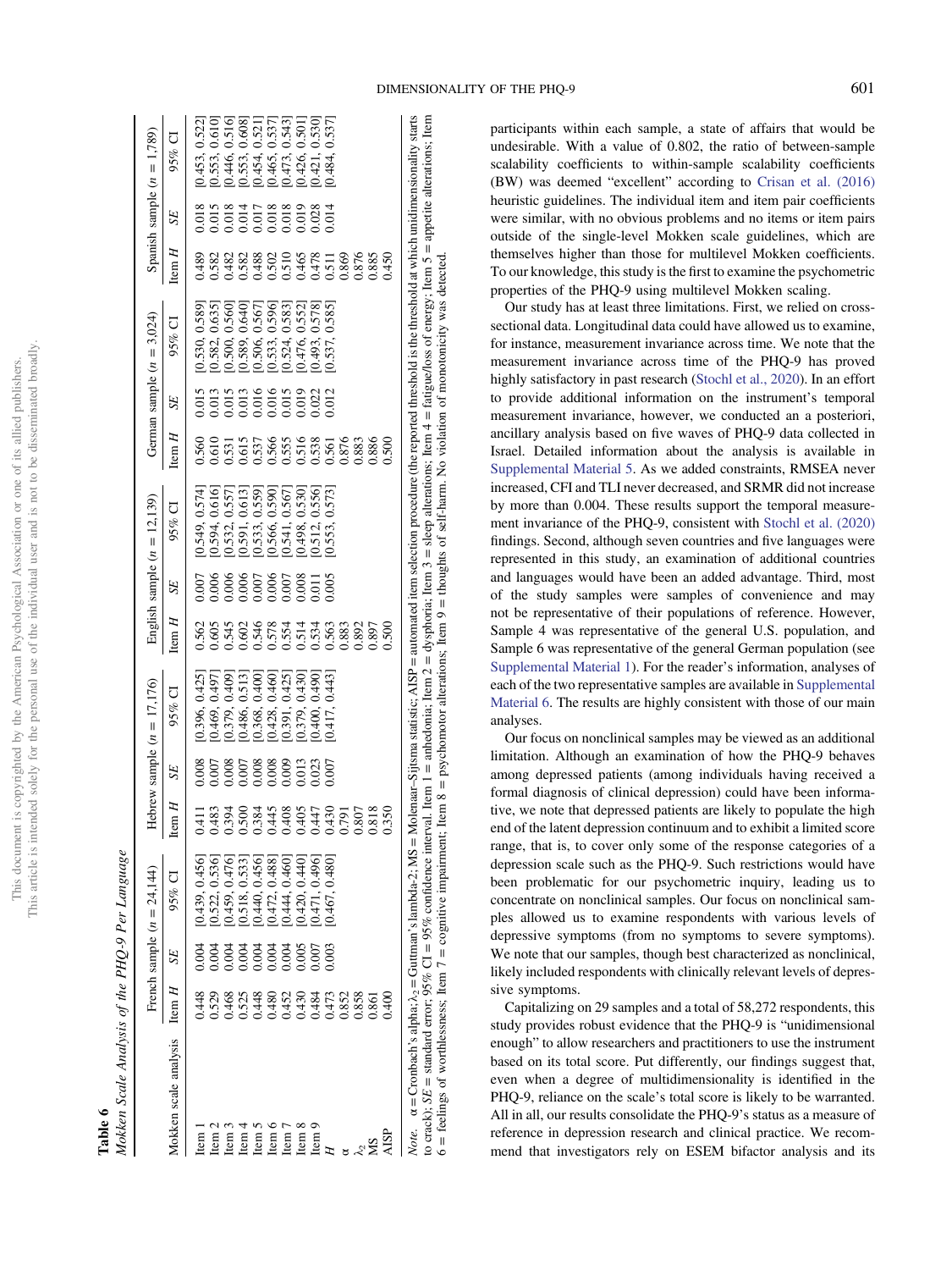**Table 6**
*Mokken Scale Analysis of the PHQ-9 Per Language*

| Mokken scale analysis | French sample ($n$ = 24,144) | | | Hebrew sample ($n$ = 17,176) | | | English sample ($n$ = 12,139) | | | German sample ($n$ = 3,024) | | | Spanish sample ($n$ = 1,789) | | |
|---|---|---|---|---|---|---|---|---|---|---|---|---|---|---|---|
| | Item $H$ | $SE$ | 95% CI | Item $H$ | $SE$ | 95% CI | Item $H$ | $SE$ | 95% CI | Item $H$ | $SE$ | 95% CI | Item $H$ | $SE$ | 95% CI |
| Item 1 | 0.448 | 0.004 | [0.439, 0.456] | 0.411 | 0.008 | [0.396, 0.425] | 0.562 | 0.007 | [0.549, 0.574] | 0.560 | 0.015 | [0.530, 0.589] | 0.489 | 0.018 | [0.453, 0.522] |
| Item 2 | 0.529 | 0.004 | [0.522, 0.536] | 0.483 | 0.007 | [0.469, 0.497] | 0.605 | 0.006 | [0.594, 0.616] | 0.610 | 0.013 | [0.582, 0.635] | 0.582 | 0.015 | [0.553, 0.610] |
| Item 3 | 0.468 | 0.004 | [0.459, 0.476] | 0.394 | 0.008 | [0.379, 0.409] | 0.545 | 0.006 | [0.532, 0.557] | 0.531 | 0.015 | [0.500, 0.560] | 0.482 | 0.018 | [0.446, 0.516] |
| Item 4 | 0.525 | 0.004 | [0.518, 0.533] | 0.500 | 0.007 | [0.486, 0.513] | 0.602 | 0.006 | [0.591, 0.613] | 0.615 | 0.013 | [0.589, 0.640] | 0.582 | 0.014 | [0.553, 0.608] |
| Item 5 | 0.448 | 0.004 | [0.440, 0.456] | 0.384 | 0.008 | [0.368, 0.400] | 0.546 | 0.007 | [0.533, 0.559] | 0.537 | 0.016 | [0.506, 0.567] | 0.488 | 0.017 | [0.454, 0.521] |
| Item 6 | 0.480 | 0.004 | [0.472, 0.488] | 0.445 | 0.008 | [0.428, 0.460] | 0.578 | 0.006 | [0.566, 0.590] | 0.566 | 0.016 | [0.533, 0.596] | 0.502 | 0.018 | [0.465, 0.537] |
| Item 7 | 0.452 | 0.004 | [0.444, 0.460] | 0.408 | 0.009 | [0.391, 0.425] | 0.554 | 0.007 | [0.541, 0.567] | 0.555 | 0.015 | [0.524, 0.583] | 0.510 | 0.018 | [0.473, 0.543] |
| Item 8 | 0.430 | 0.005 | [0.420, 0.440] | 0.405 | 0.013 | [0.379, 0.430] | 0.514 | 0.008 | [0.498, 0.530] | 0.516 | 0.019 | [0.476, 0.552] | 0.465 | 0.019 | [0.426, 0.501] |
| Item 9 | 0.484 | 0.007 | [0.471, 0.496] | 0.447 | 0.023 | [0.400, 0.490] | 0.534 | 0.011 | [0.512, 0.556] | 0.538 | 0.022 | [0.493, 0.578] | 0.478 | 0.028 | [0.421, 0.530] |
| $H$ | 0.473 | 0.003 | [0.467, 0.480] | 0.430 | 0.007 | [0.417, 0.443] | 0.563 | 0.005 | [0.553, 0.573] | 0.561 | 0.012 | [0.537, 0.585] | 0.511 | 0.014 | [0.484, 0.537] |
| $\alpha$ | 0.852 | | | 0.791 | | | 0.883 | | | 0.876 | | | 0.869 | | |
| $\lambda_2$ | 0.858 | | | 0.807 | | | 0.892 | | | 0.883 | | | 0.876 | | |
| MS | 0.861 | | | 0.818 | | | 0.897 | | | 0.886 | | | 0.885 | | |
| AISP | 0.400 | | | 0.350 | | | 0.500 | | | 0.500 | | | 0.450 | | |

*Note.* $\alpha$ = Cronbach's alpha; $\lambda_2$ = Guttman's lambda-2; MS = Molenaar–Sijtsma statistic; AISP = automated item selection procedure (the reported threshold is the threshold at which unidimensionality starts to crack); $SE$ = standard error; 95% CI = 95% confidence interval. Item 1 = anhedonia; Item 2 = dysphoria; Item 3 = sleep alterations; Item 4 = fatigue/loss of energy; Item 5 = appetite alterations; Item 6 = feelings of worthlessness; Item 7 = cognitive impairment; Item 8 = psychomotor alterations; Item 9 = thoughts of self-harm. No violation of monotonicity was detected.

participants within each sample, a state of affairs that would be undesirable. With a value of 0.802, the ratio of between-sample scalability coefficients to within-sample scalability coefficients (BW) was deemed "excellent" according to Crisan et al. (2016) heuristic guidelines. The individual item and item pair coefficients were similar, with no obvious problems and no items or item pairs outside of the single-level Mokken scale guidelines, which are themselves higher than those for multilevel Mokken coefficients. To our knowledge, this study is the first to examine the psychometric properties of the PHQ-9 using multilevel Mokken scaling.

Our study has at least three limitations. First, we relied on cross-sectional data. Longitudinal data could have allowed us to examine, for instance, measurement invariance across time. We note that the measurement invariance across time of the PHQ-9 has proved highly satisfactory in past research (Stochl et al., 2020). In an effort to provide additional information on the instrument's temporal measurement invariance, however, we conducted an a posteriori, ancillary analysis based on five waves of PHQ-9 data collected in Israel. Detailed information about the analysis is available in Supplemental Material 5. As we added constraints, RMSEA never increased, CFI and TLI never decreased, and SRMR did not increase by more than 0.004. These results support the temporal measurement invariance of the PHQ-9, consistent with Stochl et al. (2020) findings. Second, although seven countries and five languages were represented in this study, an examination of additional countries and languages would have been an added advantage. Third, most of the study samples were samples of convenience and may not be representative of their populations of reference. However, Sample 4 was representative of the general U.S. population, and Sample 6 was representative of the general German population (see Supplemental Material 1). For the reader's information, analyses of each of the two representative samples are available in Supplemental Material 6. The results are highly consistent with those of our main analyses.

Our focus on nonclinical samples may be viewed as an additional limitation. Although an examination of how the PHQ-9 behaves among depressed patients (among individuals having received a formal diagnosis of clinical depression) could have been informative, we note that depressed patients are likely to populate the high end of the latent depression continuum and to exhibit a limited score range, that is, to cover only some of the response categories of a depression scale such as the PHQ-9. Such restrictions would have been problematic for our psychometric inquiry, leading us to concentrate on nonclinical samples. Our focus on nonclinical samples allowed us to examine respondents with various levels of depressive symptoms (from no symptoms to severe symptoms). We note that our samples, though best characterized as nonclinical, likely included respondents with clinically relevant levels of depressive symptoms.

Capitalizing on 29 samples and a total of 58,272 respondents, this study provides robust evidence that the PHQ-9 is "unidimensional enough" to allow researchers and practitioners to use the instrument based on its total score. Put differently, our findings suggest that, even when a degree of multidimensionality is identified in the PHQ-9, reliance on the scale's total score is likely to be warranted. All in all, our results consolidate the PHQ-9's status as a measure of reference in depression research and clinical practice. We recommend that investigators rely on ESEM bifactor analysis and its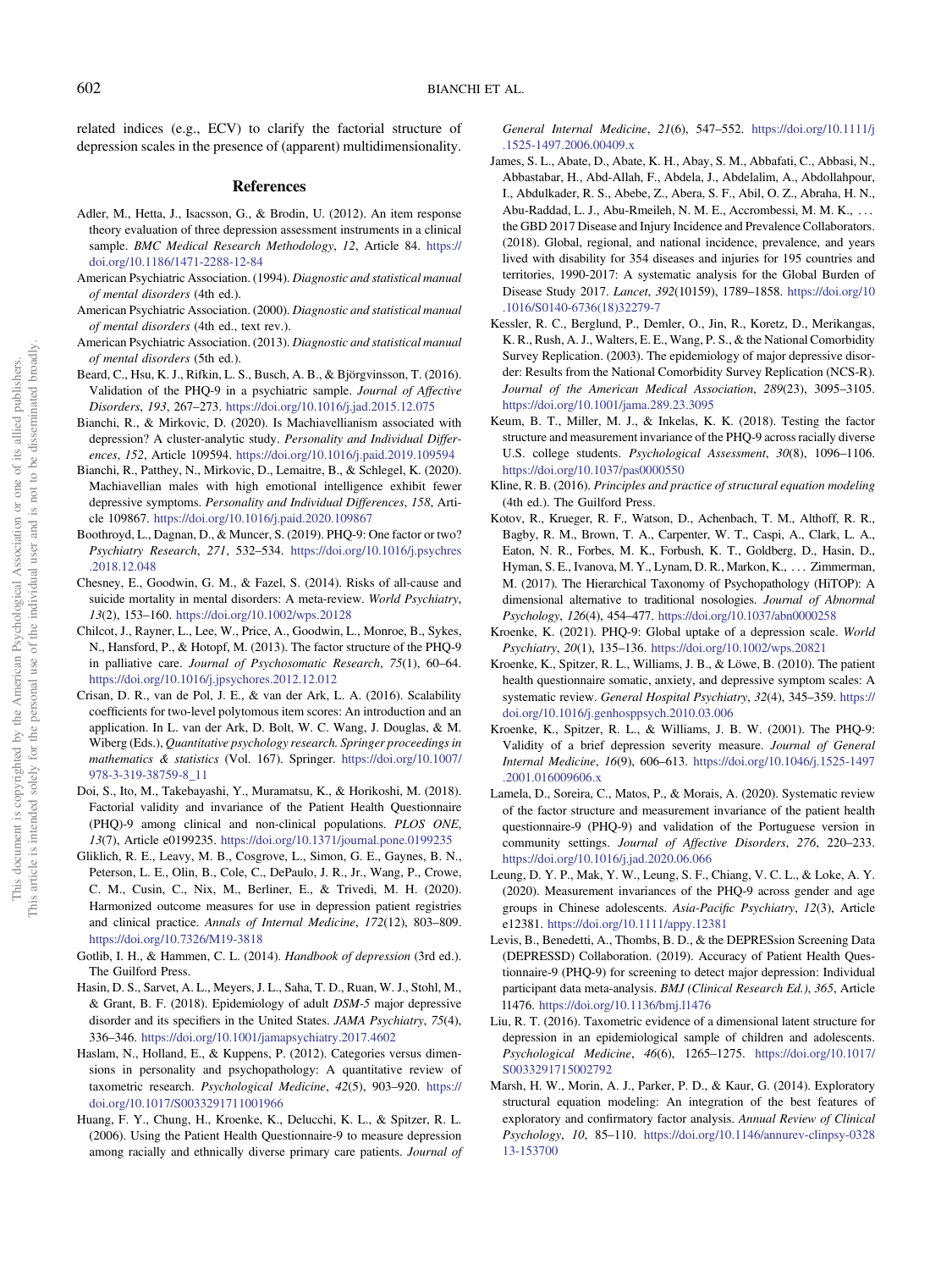related indices (e.g., ECV) to clarify the factorial structure of depression scales in the presence of (apparent) multidimensionality.

## References

Adler, M., Hetta, J., Isacsson, G., & Brodin, U. (2012). An item response theory evaluation of three depression assessment instruments in a clinical sample. *BMC Medical Research Methodology*, *12*, Article 84. https://doi.org/10.1186/1471-2288-12-84

American Psychiatric Association. (1994). *Diagnostic and statistical manual of mental disorders* (4th ed.).

American Psychiatric Association. (2000). *Diagnostic and statistical manual of mental disorders* (4th ed., text rev.).

American Psychiatric Association. (2013). *Diagnostic and statistical manual of mental disorders* (5th ed.).

Beard, C., Hsu, K. J., Rifkin, L. S., Busch, A. B., & Björgvinsson, T. (2016). Validation of the PHQ-9 in a psychiatric sample. *Journal of Affective Disorders*, *193*, 267–273. https://doi.org/10.1016/j.jad.2015.12.075

Bianchi, R., & Mirkovic, D. (2020). Is Machiavellianism associated with depression? A cluster-analytic study. *Personality and Individual Differences*, *152*, Article 109594. https://doi.org/10.1016/j.paid.2019.109594

Bianchi, R., Patthey, N., Mirkovic, D., Lemaitre, B., & Schlegel, K. (2020). Machiavellian males with high emotional intelligence exhibit fewer depressive symptoms. *Personality and Individual Differences*, *158*, Article 109867. https://doi.org/10.1016/j.paid.2020.109867

Boothroyd, L., Dagnan, D., & Muncer, S. (2019). PHQ-9: One factor or two? *Psychiatry Research*, *271*, 532–534. https://doi.org/10.1016/j.psychres.2018.12.048

Chesney, E., Goodwin, G. M., & Fazel, S. (2014). Risks of all-cause and suicide mortality in mental disorders: A meta-review. *World Psychiatry*, *13*(2), 153–160. https://doi.org/10.1002/wps.20128

Chilcot, J., Rayner, L., Lee, W., Price, A., Goodwin, L., Monroe, B., Sykes, N., Hansford, P., & Hotopf, M. (2013). The factor structure of the PHQ-9 in palliative care. *Journal of Psychosomatic Research*, *75*(1), 60–64. https://doi.org/10.1016/j.jpsychores.2012.12.012

Crisan, D. R., van de Pol, J. E., & van der Ark, L. A. (2016). Scalability coefficients for two-level polytomous item scores: An introduction and an application. In L. van der Ark, D. Bolt, W. C. Wang, J. Douglas, & M. Wiberg (Eds.), *Quantitative psychology research. Springer proceedings in mathematics & statistics* (Vol. 167). Springer. https://doi.org/10.1007/978-3-319-38759-8_11

Doi, S., Ito, M., Takebayashi, Y., Muramatsu, K., & Horikoshi, M. (2018). Factorial validity and invariance of the Patient Health Questionnaire (PHQ)-9 among clinical and non-clinical populations. *PLOS ONE*, *13*(7), Article e0199235. https://doi.org/10.1371/journal.pone.0199235

Gliklich, R. E., Leavy, M. B., Cosgrove, L., Simon, G. E., Gaynes, B. N., Peterson, L. E., Olin, B., Cole, C., DePaulo, J. R., Jr., Wang, P., Crowe, C. M., Cusin, C., Nix, M., Berliner, E., & Trivedi, M. H. (2020). Harmonized outcome measures for use in depression patient registries and clinical practice. *Annals of Internal Medicine*, *172*(12), 803–809. https://doi.org/10.7326/M19-3818

Gotlib, I. H., & Hammen, C. L. (2014). *Handbook of depression* (3rd ed.). The Guilford Press.

Hasin, D. S., Sarvet, A. L., Meyers, J. L., Saha, T. D., Ruan, W. J., Stohl, M., & Grant, B. F. (2018). Epidemiology of adult *DSM-5* major depressive disorder and its specifiers in the United States. *JAMA Psychiatry*, *75*(4), 336–346. https://doi.org/10.1001/jamapsychiatry.2017.4602

Haslam, N., Holland, E., & Kuppens, P. (2012). Categories versus dimensions in personality and psychopathology: A quantitative review of taxometric research. *Psychological Medicine*, *42*(5), 903–920. https://doi.org/10.1017/S0033291711001966

Huang, F. Y., Chung, H., Kroenke, K., Delucchi, K. L., & Spitzer, R. L. (2006). Using the Patient Health Questionnaire-9 to measure depression among racially and ethnically diverse primary care patients. *Journal of General Internal Medicine*, *21*(6), 547–552. https://doi.org/10.1111/j.1525-1497.2006.00409.x

James, S. L., Abate, D., Abate, K. H., Abay, S. M., Abbafati, C., Abbasi, N., Abbastabar, H., Abd-Allah, F., Abdela, J., Abdelalim, A., Abdollahpour, I., Abdulkader, R. S., Abebe, Z., Abera, S. F., Abil, O. Z., Abraha, H. N., Abu-Raddad, L. J., Abu-Rmeileh, N. M. E., Accrombessi, M. M. K., . . . the GBD 2017 Disease and Injury Incidence and Prevalence Collaborators. (2018). Global, regional, and national incidence, prevalence, and years lived with disability for 354 diseases and injuries for 195 countries and territories, 1990-2017: A systematic analysis for the Global Burden of Disease Study 2017. *Lancet*, *392*(10159), 1789–1858. https://doi.org/10.1016/S0140-6736(18)32279-7

Kessler, R. C., Berglund, P., Demler, O., Jin, R., Koretz, D., Merikangas, K. R., Rush, A. J., Walters, E. E., Wang, P. S., & the National Comorbidity Survey Replication. (2003). The epidemiology of major depressive disorder: Results from the National Comorbidity Survey Replication (NCS-R). *Journal of the American Medical Association*, *289*(23), 3095–3105. https://doi.org/10.1001/jama.289.23.3095

Keum, B. T., Miller, M. J., & Inkelas, K. K. (2018). Testing the factor structure and measurement invariance of the PHQ-9 across racially diverse U.S. college students. *Psychological Assessment*, *30*(8), 1096–1106. https://doi.org/10.1037/pas0000550

Kline, R. B. (2016). *Principles and practice of structural equation modeling* (4th ed.). The Guilford Press.

Kotov, R., Krueger, R. F., Watson, D., Achenbach, T. M., Althoff, R. R., Bagby, R. M., Brown, T. A., Carpenter, W. T., Caspi, A., Clark, L. A., Eaton, N. R., Forbes, M. K., Forbush, K. T., Goldberg, D., Hasin, D., Hyman, S. E., Ivanova, M. Y., Lynam, D. R., Markon, K., . . . Zimmerman, M. (2017). The Hierarchical Taxonomy of Psychopathology (HiTOP): A dimensional alternative to traditional nosologies. *Journal of Abnormal Psychology*, *126*(4), 454–477. https://doi.org/10.1037/abn0000258

Kroenke, K. (2021). PHQ-9: Global uptake of a depression scale. *World Psychiatry*, *20*(1), 135–136. https://doi.org/10.1002/wps.20821

Kroenke, K., Spitzer, R. L., Williams, J. B., & Löwe, B. (2010). The patient health questionnaire somatic, anxiety, and depressive symptom scales: A systematic review. *General Hospital Psychiatry*, *32*(4), 345–359. https://doi.org/10.1016/j.genhosppsych.2010.03.006

Kroenke, K., Spitzer, R. L., & Williams, J. B. W. (2001). The PHQ-9: Validity of a brief depression severity measure. *Journal of General Internal Medicine*, *16*(9), 606–613. https://doi.org/10.1046/j.1525-1497.2001.016009606.x

Lamela, D., Soreira, C., Matos, P., & Morais, A. (2020). Systematic review of the factor structure and measurement invariance of the patient health questionnaire-9 (PHQ-9) and validation of the Portuguese version in community settings. *Journal of Affective Disorders*, *276*, 220–233. https://doi.org/10.1016/j.jad.2020.06.066

Leung, D. Y. P., Mak, Y. W., Leung, S. F., Chiang, V. C. L., & Loke, A. Y. (2020). Measurement invariances of the PHQ-9 across gender and age groups in Chinese adolescents. *Asia-Pacific Psychiatry*, *12*(3), Article e12381. https://doi.org/10.1111/appy.12381

Levis, B., Benedetti, A., Thombs, B. D., & the DEPRESsion Screening Data (DEPRESSD) Collaboration. (2019). Accuracy of Patient Health Questionnaire-9 (PHQ-9) for screening to detect major depression: Individual participant data meta-analysis. *BMJ (Clinical Research Ed.)*, *365*, Article l1476. https://doi.org/10.1136/bmj.l1476

Liu, R. T. (2016). Taxometric evidence of a dimensional latent structure for depression in an epidemiological sample of children and adolescents. *Psychological Medicine*, *46*(6), 1265–1275. https://doi.org/10.1017/S0033291715002792

Marsh, H. W., Morin, A. J., Parker, P. D., & Kaur, G. (2014). Exploratory structural equation modeling: An integration of the best features of exploratory and confirmatory factor analysis. *Annual Review of Clinical Psychology*, *10*, 85–110. https://doi.org/10.1146/annurev-clinpsy-032813-153700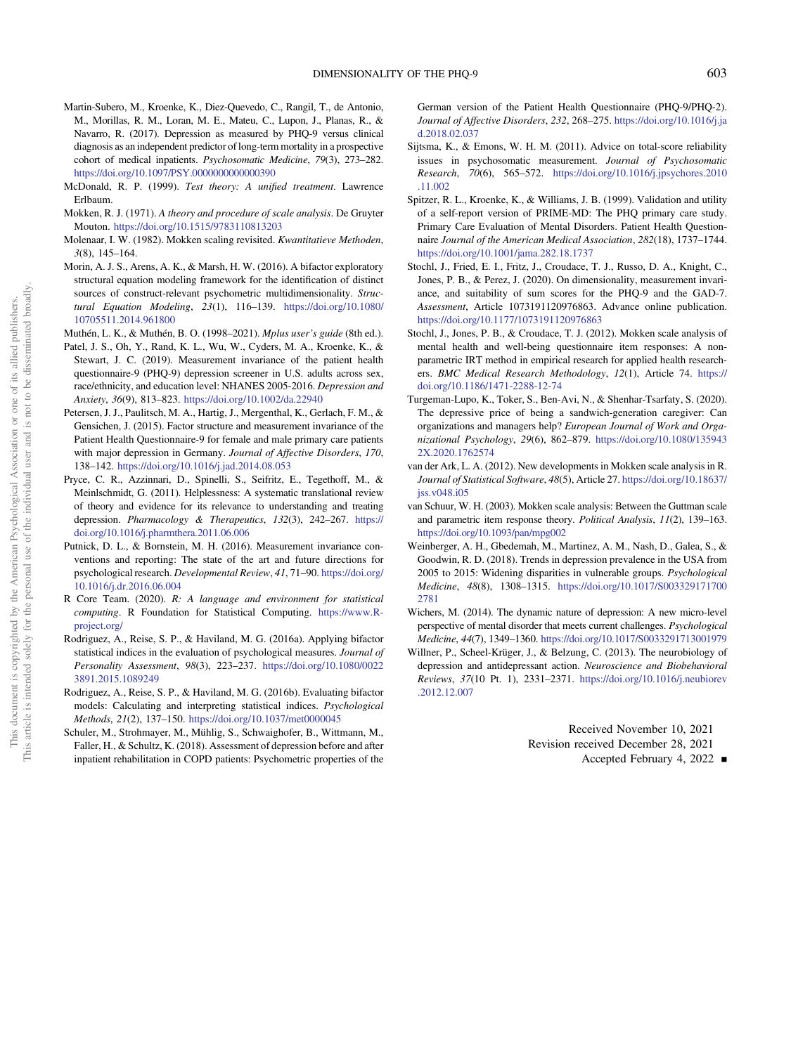Martin-Subero, M., Kroenke, K., Diez-Quevedo, C., Rangil, T., de Antonio, M., Morillas, R. M., Loran, M. E., Mateu, C., Lupon, J., Planas, R., & Navarro, R. (2017). Depression as measured by PHQ-9 versus clinical diagnosis as an independent predictor of long-term mortality in a prospective cohort of medical inpatients. *Psychosomatic Medicine*, *79*(3), 273–282. https://doi.org/10.1097/PSY.0000000000000390

McDonald, R. P. (1999). *Test theory: A unified treatment*. Lawrence Erlbaum.

Mokken, R. J. (1971). *A theory and procedure of scale analysis*. De Gruyter Mouton. https://doi.org/10.1515/9783110813203

Molenaar, I. W. (1982). Mokken scaling revisited. *Kwantitatieve Methoden*, *3*(8), 145–164.

Morin, A. J. S., Arens, A. K., & Marsh, H. W. (2016). A bifactor exploratory structural equation modeling framework for the identification of distinct sources of construct-relevant psychometric multidimensionality. *Structural Equation Modeling*, *23*(1), 116–139. https://doi.org/10.1080/10705511.2014.961800

Muthén, L. K., & Muthén, B. O. (1998–2021). *Mplus user's guide* (8th ed.).

Patel, J. S., Oh, Y., Rand, K. L., Wu, W., Cyders, M. A., Kroenke, K., & Stewart, J. C. (2019). Measurement invariance of the patient health questionnaire-9 (PHQ-9) depression screener in U.S. adults across sex, race/ethnicity, and education level: NHANES 2005-2016. *Depression and Anxiety*, *36*(9), 813–823. https://doi.org/10.1002/da.22940

Petersen, J. J., Paulitsch, M. A., Hartig, J., Mergenthal, K., Gerlach, F. M., & Gensichen, J. (2015). Factor structure and measurement invariance of the Patient Health Questionnaire-9 for female and male primary care patients with major depression in Germany. *Journal of Affective Disorders*, *170*, 138–142. https://doi.org/10.1016/j.jad.2014.08.053

Pryce, C. R., Azzinnari, D., Spinelli, S., Seifritz, E., Tegethoff, M., & Meinlschmidt, G. (2011). Helplessness: A systematic translational review of theory and evidence for its relevance to understanding and treating depression. *Pharmacology & Therapeutics*, *132*(3), 242–267. https://doi.org/10.1016/j.pharmthera.2011.06.006

Putnick, D. L., & Bornstein, M. H. (2016). Measurement invariance conventions and reporting: The state of the art and future directions for psychological research. *Developmental Review*, *41*, 71–90. https://doi.org/10.1016/j.dr.2016.06.004

R Core Team. (2020). *R: A language and environment for statistical computing*. R Foundation for Statistical Computing. https://www.R-project.org/

Rodriguez, A., Reise, S. P., & Haviland, M. G. (2016a). Applying bifactor statistical indices in the evaluation of psychological measures. *Journal of Personality Assessment*, *98*(3), 223–237. https://doi.org/10.1080/00223891.2015.1089249

Rodriguez, A., Reise, S. P., & Haviland, M. G. (2016b). Evaluating bifactor models: Calculating and interpreting statistical indices. *Psychological Methods*, *21*(2), 137–150. https://doi.org/10.1037/met0000045

Schuler, M., Strohmayer, M., Mühlig, S., Schwaighofer, B., Wittmann, M., Faller, H., & Schultz, K. (2018). Assessment of depression before and after inpatient rehabilitation in COPD patients: Psychometric properties of the German version of the Patient Health Questionnaire (PHQ-9/PHQ-2). *Journal of Affective Disorders*, *232*, 268–275. https://doi.org/10.1016/j.jad.2018.02.037

Sijtsma, K., & Emons, W. H. M. (2011). Advice on total-score reliability issues in psychosomatic measurement. *Journal of Psychosomatic Research*, *70*(6), 565–572. https://doi.org/10.1016/j.jpsychores.2010.11.002

Spitzer, R. L., Kroenke, K., & Williams, J. B. (1999). Validation and utility of a self-report version of PRIME-MD: The PHQ primary care study. Primary Care Evaluation of Mental Disorders. Patient Health Questionnaire *Journal of the American Medical Association*, *282*(18), 1737–1744. https://doi.org/10.1001/jama.282.18.1737

Stochl, J., Fried, E. I., Fritz, J., Croudace, T. J., Russo, D. A., Knight, C., Jones, P. B., & Perez, J. (2020). On dimensionality, measurement invariance, and suitability of sum scores for the PHQ-9 and the GAD-7. *Assessment*, Article 1073191120976863. Advance online publication. https://doi.org/10.1177/1073191120976863

Stochl, J., Jones, P. B., & Croudace, T. J. (2012). Mokken scale analysis of mental health and well-being questionnaire item responses: A non-parametric IRT method in empirical research for applied health researchers. *BMC Medical Research Methodology*, *12*(1), Article 74. https://doi.org/10.1186/1471-2288-12-74

Turgeman-Lupo, K., Toker, S., Ben-Avi, N., & Shenhar-Tsarfaty, S. (2020). The depressive price of being a sandwich-generation caregiver: Can organizations and managers help? *European Journal of Work and Organizational Psychology*, *29*(6), 862–879. https://doi.org/10.1080/1359432X.2020.1762574

van der Ark, L. A. (2012). New developments in Mokken scale analysis in R. *Journal of Statistical Software*, *48*(5), Article 27. https://doi.org/10.18637/jss.v048.i05

van Schuur, W. H. (2003). Mokken scale analysis: Between the Guttman scale and parametric item response theory. *Political Analysis*, *11*(2), 139–163. https://doi.org/10.1093/pan/mpg002

Weinberger, A. H., Gbedemah, M., Martinez, A. M., Nash, D., Galea, S., & Goodwin, R. D. (2018). Trends in depression prevalence in the USA from 2005 to 2015: Widening disparities in vulnerable groups. *Psychological Medicine*, *48*(8), 1308–1315. https://doi.org/10.1017/S0033291717002781

Wichers, M. (2014). The dynamic nature of depression: A new micro-level perspective of mental disorder that meets current challenges. *Psychological Medicine*, *44*(7), 1349–1360. https://doi.org/10.1017/S0033291713001979

Willner, P., Scheel-Krüger, J., & Belzung, C. (2013). The neurobiology of depression and antidepressant action. *Neuroscience and Biobehavioral Reviews*, *37*(10 Pt. 1), 2331–2371. https://doi.org/10.1016/j.neubiorev.2012.12.007

Received November 10, 2021
Revision received December 28, 2021
Accepted February 4, 2022 ■